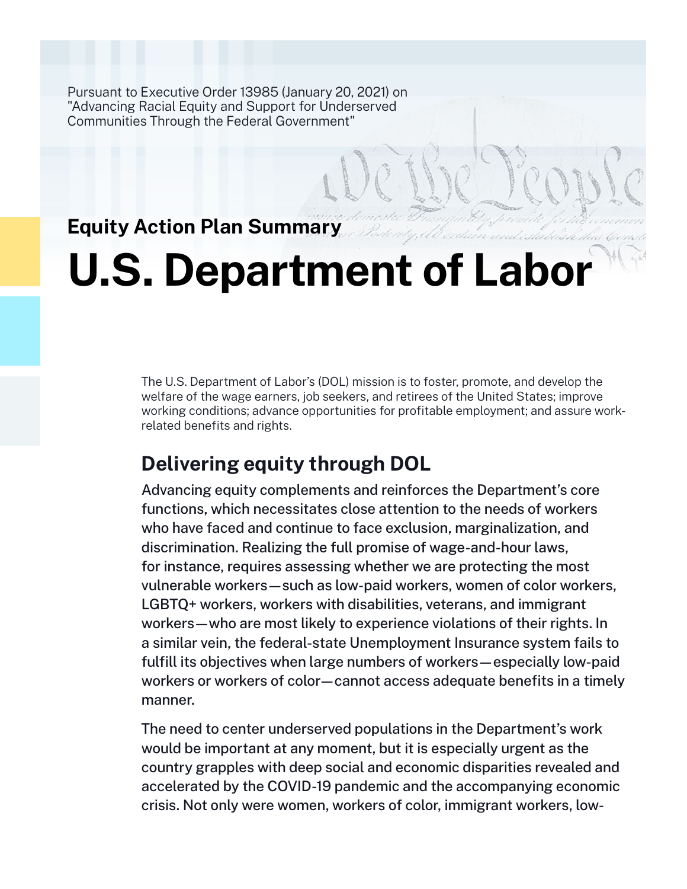Pursuant to Executive Order 13985 (January 20, 2021) on "Advancing Racial Equity and Support for Underserved Communities Through the Federal Government"

## Equity Action Plan Summary

# U.S. Department of Labor

The U.S. Department of Labor's (DOL) mission is to foster, promote, and develop the welfare of the wage earners, job seekers, and retirees of the United States; improve working conditions; advance opportunities for profitable employment; and assure work-related benefits and rights.

## Delivering equity through DOL

Advancing equity complements and reinforces the Department's core functions, which necessitates close attention to the needs of workers who have faced and continue to face exclusion, marginalization, and discrimination. Realizing the full promise of wage-and-hour laws, for instance, requires assessing whether we are protecting the most vulnerable workers—such as low-paid workers, women of color workers, LGBTQ+ workers, workers with disabilities, veterans, and immigrant workers—who are most likely to experience violations of their rights. In a similar vein, the federal-state Unemployment Insurance system fails to fulfill its objectives when large numbers of workers—especially low-paid workers or workers of color—cannot access adequate benefits in a timely manner.

The need to center underserved populations in the Department's work would be important at any moment, but it is especially urgent as the country grapples with deep social and economic disparities revealed and accelerated by the COVID-19 pandemic and the accompanying economic crisis. Not only were women, workers of color, immigrant workers, low-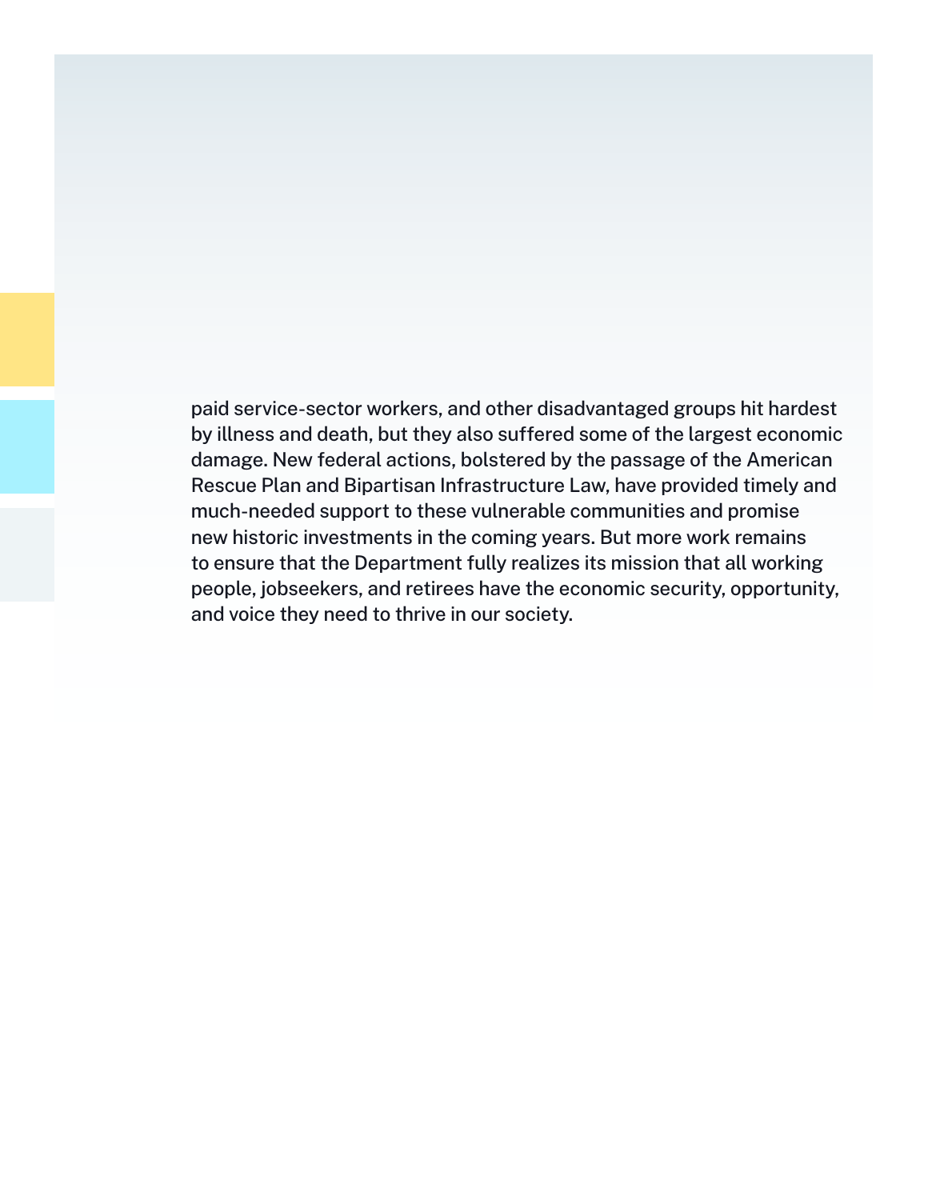paid service-sector workers, and other disadvantaged groups hit hardest by illness and death, but they also suffered some of the largest economic damage. New federal actions, bolstered by the passage of the American Rescue Plan and Bipartisan Infrastructure Law, have provided timely and much-needed support to these vulnerable communities and promise new historic investments in the coming years. But more work remains to ensure that the Department fully realizes its mission that all working people, jobseekers, and retirees have the economic security, opportunity, and voice they need to thrive in our society.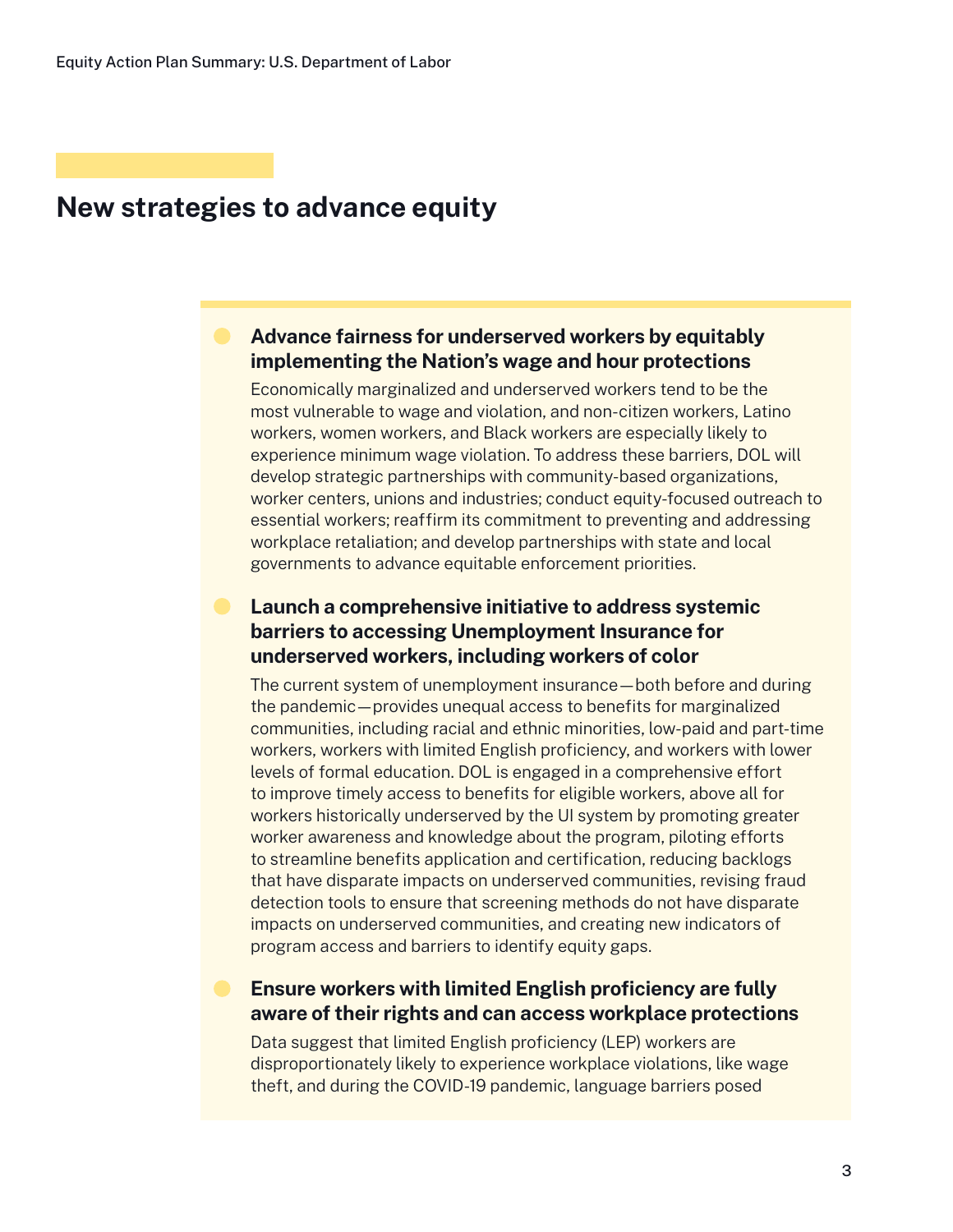## New strategies to advance equity

- **Advance fairness for underserved workers by equitably implementing the Nation's wage and hour protections**

  Economically marginalized and underserved workers tend to be the most vulnerable to wage and violation, and non-citizen workers, Latino workers, women workers, and Black workers are especially likely to experience minimum wage violation. To address these barriers, DOL will develop strategic partnerships with community-based organizations, worker centers, unions and industries; conduct equity-focused outreach to essential workers; reaffirm its commitment to preventing and addressing workplace retaliation; and develop partnerships with state and local governments to advance equitable enforcement priorities.

- **Launch a comprehensive initiative to address systemic barriers to accessing Unemployment Insurance for underserved workers, including workers of color**

  The current system of unemployment insurance—both before and during the pandemic—provides unequal access to benefits for marginalized communities, including racial and ethnic minorities, low-paid and part-time workers, workers with limited English proficiency, and workers with lower levels of formal education. DOL is engaged in a comprehensive effort to improve timely access to benefits for eligible workers, above all for workers historically underserved by the UI system by promoting greater worker awareness and knowledge about the program, piloting efforts to streamline benefits application and certification, reducing backlogs that have disparate impacts on underserved communities, revising fraud detection tools to ensure that screening methods do not have disparate impacts on underserved communities, and creating new indicators of program access and barriers to identify equity gaps.

- **Ensure workers with limited English proficiency are fully aware of their rights and can access workplace protections**

  Data suggest that limited English proficiency (LEP) workers are disproportionately likely to experience workplace violations, like wage theft, and during the COVID-19 pandemic, language barriers posed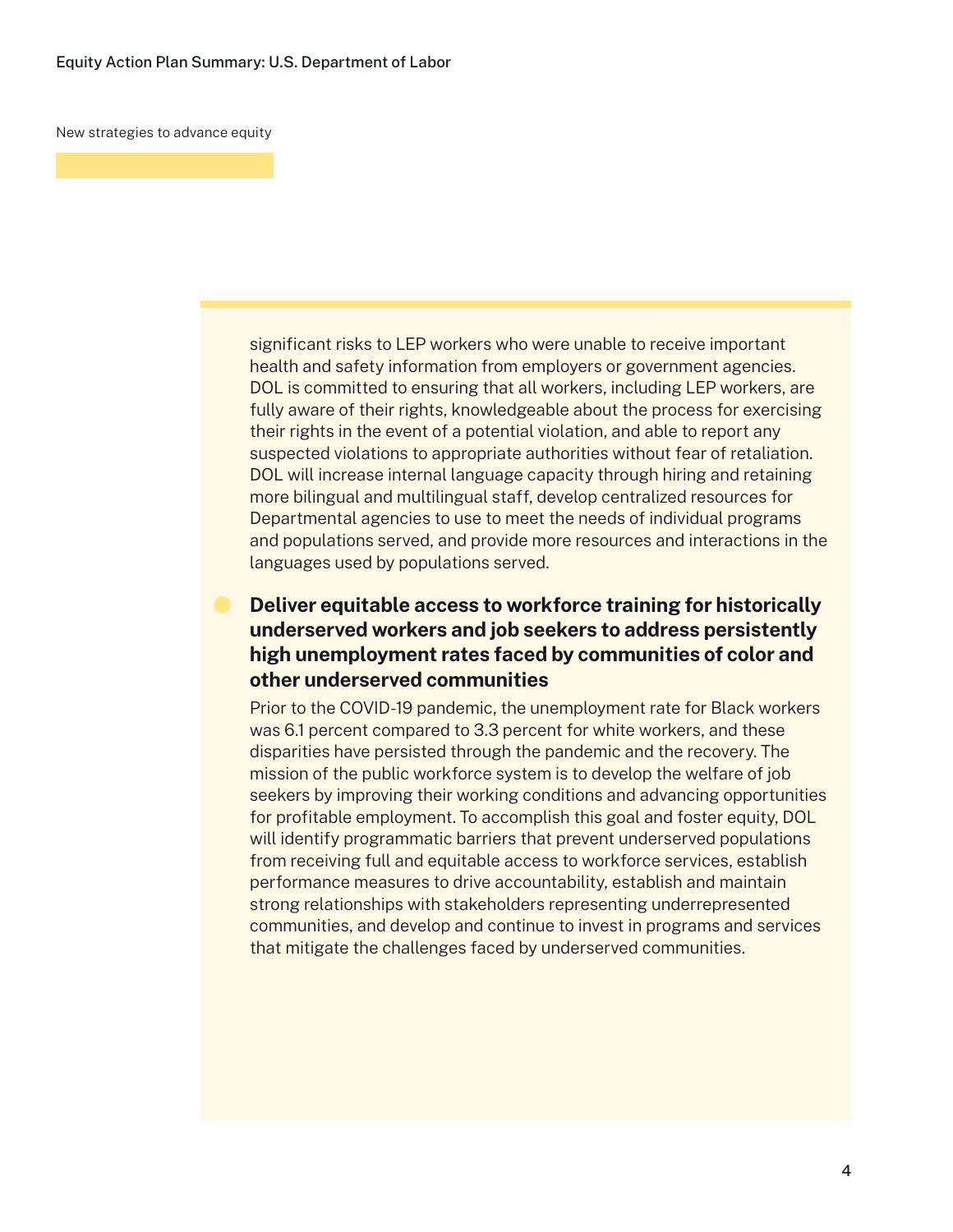New strategies to advance equity

significant risks to LEP workers who were unable to receive important health and safety information from employers or government agencies. DOL is committed to ensuring that all workers, including LEP workers, are fully aware of their rights, knowledgeable about the process for exercising their rights in the event of a potential violation, and able to report any suspected violations to appropriate authorities without fear of retaliation. DOL will increase internal language capacity through hiring and retaining more bilingual and multilingual staff, develop centralized resources for Departmental agencies to use to meet the needs of individual programs and populations served, and provide more resources and interactions in the languages used by populations served.

- **Deliver equitable access to workforce training for historically underserved workers and job seekers to address persistently high unemployment rates faced by communities of color and other underserved communities**

  Prior to the COVID-19 pandemic, the unemployment rate for Black workers was 6.1 percent compared to 3.3 percent for white workers, and these disparities have persisted through the pandemic and the recovery. The mission of the public workforce system is to develop the welfare of job seekers by improving their working conditions and advancing opportunities for profitable employment. To accomplish this goal and foster equity, DOL will identify programmatic barriers that prevent underserved populations from receiving full and equitable access to workforce services, establish performance measures to drive accountability, establish and maintain strong relationships with stakeholders representing underrepresented communities, and develop and continue to invest in programs and services that mitigate the challenges faced by underserved communities.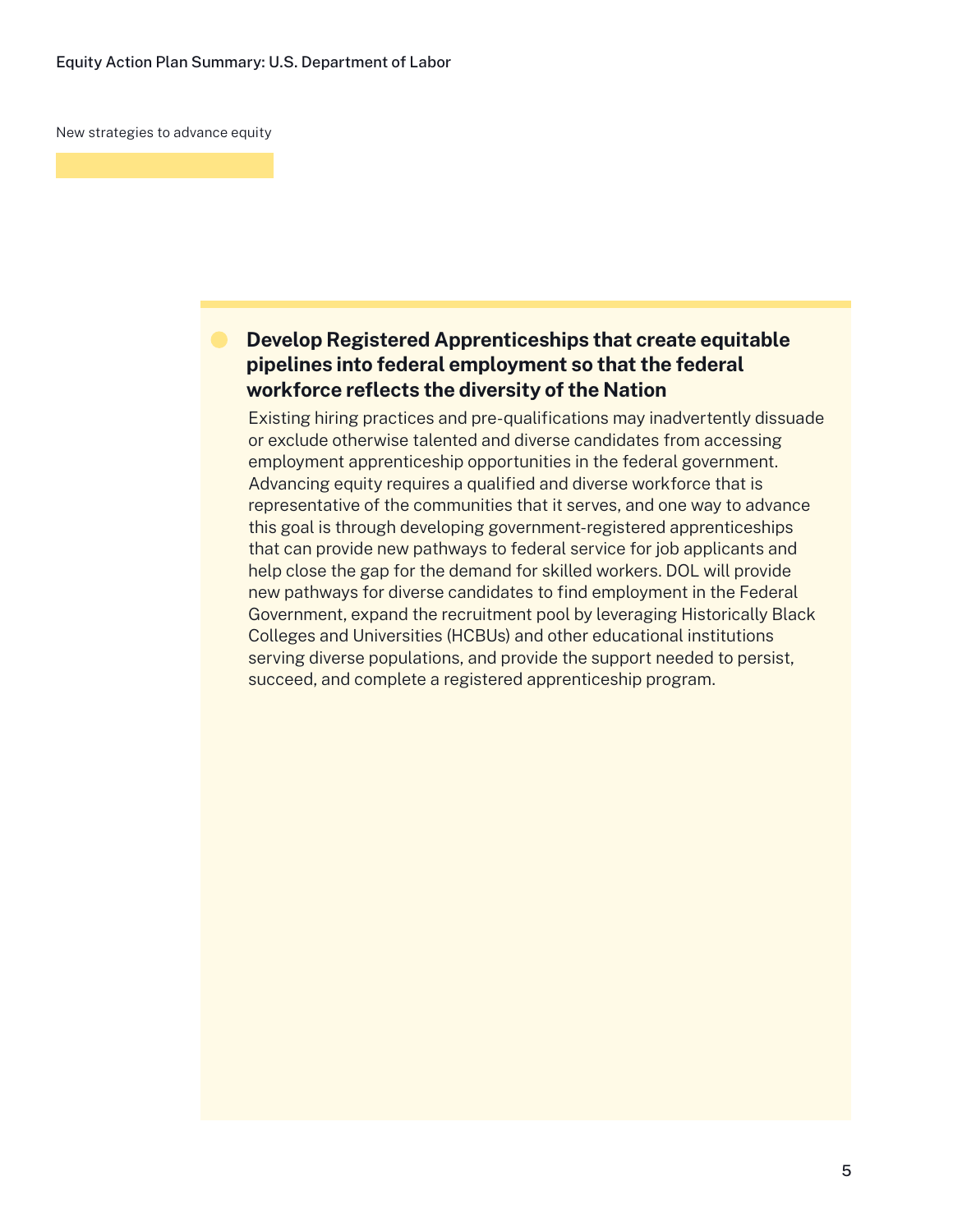New strategies to advance equity

### Develop Registered Apprenticeships that create equitable pipelines into federal employment so that the federal workforce reflects the diversity of the Nation

Existing hiring practices and pre-qualifications may inadvertently dissuade or exclude otherwise talented and diverse candidates from accessing employment apprenticeship opportunities in the federal government. Advancing equity requires a qualified and diverse workforce that is representative of the communities that it serves, and one way to advance this goal is through developing government-registered apprenticeships that can provide new pathways to federal service for job applicants and help close the gap for the demand for skilled workers. DOL will provide new pathways for diverse candidates to find employment in the Federal Government, expand the recruitment pool by leveraging Historically Black Colleges and Universities (HCBUs) and other educational institutions serving diverse populations, and provide the support needed to persist, succeed, and complete a registered apprenticeship program.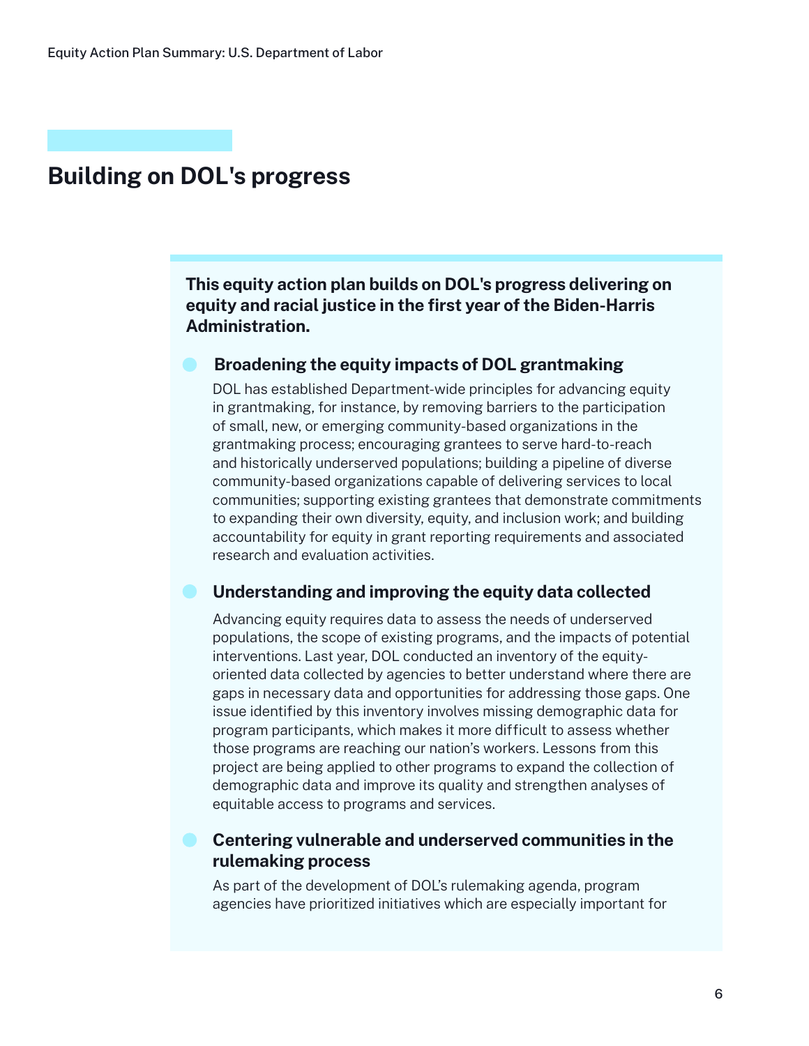## Building on DOL's progress

**This equity action plan builds on DOL's progress delivering on equity and racial justice in the first year of the Biden-Harris Administration.**

### Broadening the equity impacts of DOL grantmaking

DOL has established Department-wide principles for advancing equity in grantmaking, for instance, by removing barriers to the participation of small, new, or emerging community-based organizations in the grantmaking process; encouraging grantees to serve hard-to-reach and historically underserved populations; building a pipeline of diverse community-based organizations capable of delivering services to local communities; supporting existing grantees that demonstrate commitments to expanding their own diversity, equity, and inclusion work; and building accountability for equity in grant reporting requirements and associated research and evaluation activities.

### Understanding and improving the equity data collected

Advancing equity requires data to assess the needs of underserved populations, the scope of existing programs, and the impacts of potential interventions. Last year, DOL conducted an inventory of the equity-oriented data collected by agencies to better understand where there are gaps in necessary data and opportunities for addressing those gaps. One issue identified by this inventory involves missing demographic data for program participants, which makes it more difficult to assess whether those programs are reaching our nation's workers. Lessons from this project are being applied to other programs to expand the collection of demographic data and improve its quality and strengthen analyses of equitable access to programs and services.

### Centering vulnerable and underserved communities in the rulemaking process

As part of the development of DOL's rulemaking agenda, program agencies have prioritized initiatives which are especially important for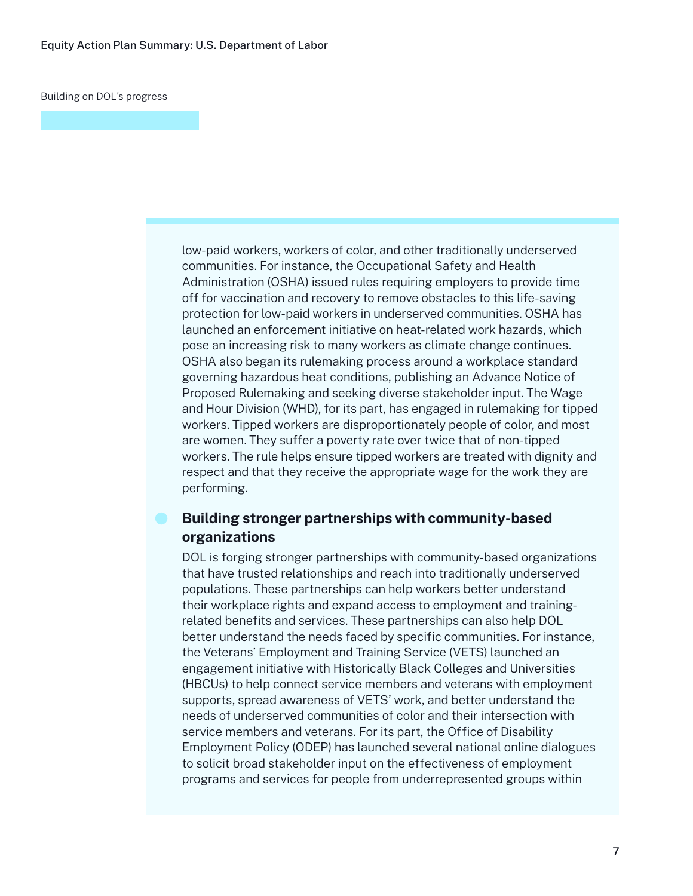Building on DOL's progress

low-paid workers, workers of color, and other traditionally underserved communities. For instance, the Occupational Safety and Health Administration (OSHA) issued rules requiring employers to provide time off for vaccination and recovery to remove obstacles to this life-saving protection for low-paid workers in underserved communities. OSHA has launched an enforcement initiative on heat-related work hazards, which pose an increasing risk to many workers as climate change continues. OSHA also began its rulemaking process around a workplace standard governing hazardous heat conditions, publishing an Advance Notice of Proposed Rulemaking and seeking diverse stakeholder input. The Wage and Hour Division (WHD), for its part, has engaged in rulemaking for tipped workers. Tipped workers are disproportionately people of color, and most are women. They suffer a poverty rate over twice that of non-tipped workers. The rule helps ensure tipped workers are treated with dignity and respect and that they receive the appropriate wage for the work they are performing.

### Building stronger partnerships with community-based organizations

DOL is forging stronger partnerships with community-based organizations that have trusted relationships and reach into traditionally underserved populations. These partnerships can help workers better understand their workplace rights and expand access to employment and training-related benefits and services. These partnerships can also help DOL better understand the needs faced by specific communities. For instance, the Veterans' Employment and Training Service (VETS) launched an engagement initiative with Historically Black Colleges and Universities (HBCUs) to help connect service members and veterans with employment supports, spread awareness of VETS' work, and better understand the needs of underserved communities of color and their intersection with service members and veterans. For its part, the Office of Disability Employment Policy (ODEP) has launched several national online dialogues to solicit broad stakeholder input on the effectiveness of employment programs and services for people from underrepresented groups within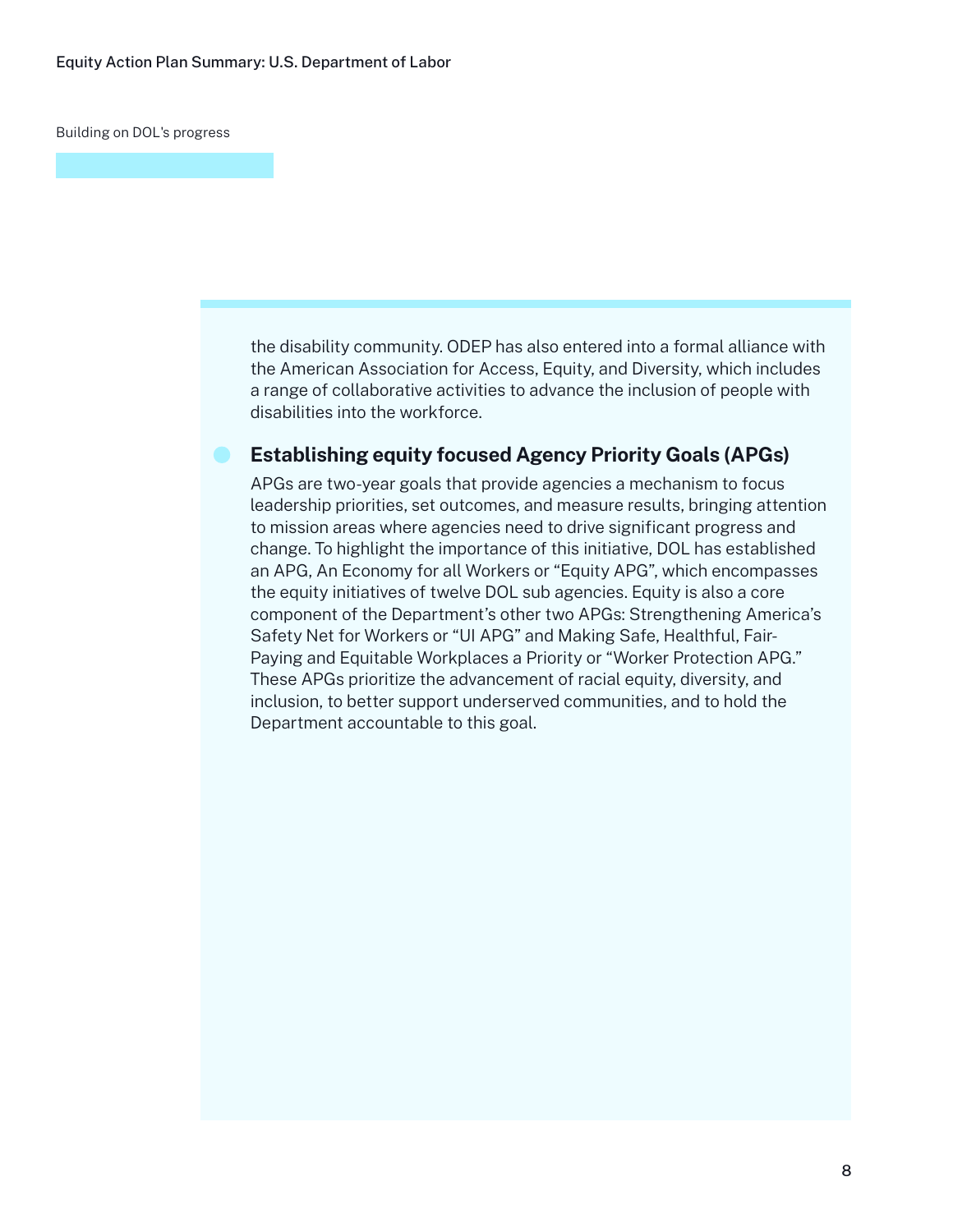Building on DOL's progress

the disability community. ODEP has also entered into a formal alliance with the American Association for Access, Equity, and Diversity, which includes a range of collaborative activities to advance the inclusion of people with disabilities into the workforce.

- **Establishing equity focused Agency Priority Goals (APGs)**

  APGs are two-year goals that provide agencies a mechanism to focus leadership priorities, set outcomes, and measure results, bringing attention to mission areas where agencies need to drive significant progress and change. To highlight the importance of this initiative, DOL has established an APG, An Economy for all Workers or "Equity APG", which encompasses the equity initiatives of twelve DOL sub agencies. Equity is also a core component of the Department's other two APGs: Strengthening America's Safety Net for Workers or "UI APG" and Making Safe, Healthful, Fair-Paying and Equitable Workplaces a Priority or "Worker Protection APG." These APGs prioritize the advancement of racial equity, diversity, and inclusion, to better support underserved communities, and to hold the Department accountable to this goal.